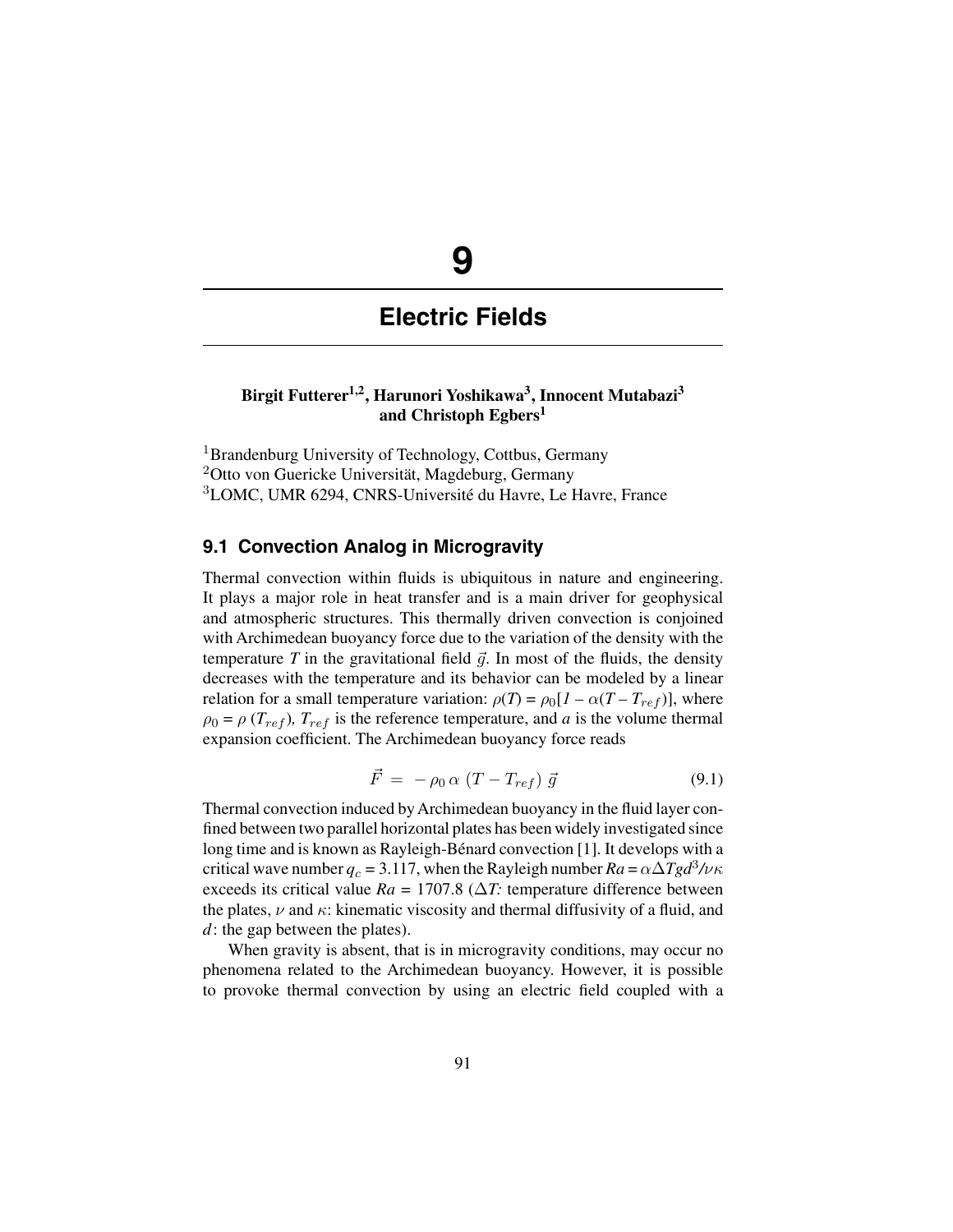# 9

# Electric Fields

**Birgit Futterer[1,2], Harunori Yoshikawa[3], Innocent Mutabazi[3] and Christoph Egbers[1]**

[1]Brandenburg University of Technology, Cottbus, Germany
[2]Otto von Guericke Universität, Magdeburg, Germany
[3]LOMC, UMR 6294, CNRS-Université du Havre, Le Havre, France

## 9.1 Convection Analog in Microgravity

Thermal convection within fluids is ubiquitous in nature and engineering. It plays a major role in heat transfer and is a main driver for geophysical and atmospheric structures. This thermally driven convection is conjoined with Archimedean buoyancy force due to the variation of the density with the temperature $T$ in the gravitational field $\vec{g}$. In most of the fluids, the density decreases with the temperature and its behavior can be modeled by a linear relation for a small temperature variation: $\rho(T) = \rho_0[1 - \alpha(T - T_{ref})]$, where $\rho_0 = \rho\,(T_{ref})$, $T_{ref}$ is the reference temperature, and $a$ is the volume thermal expansion coefficient. The Archimedean buoyancy force reads

$$\vec{F} \;=\; -\,\rho_0\,\alpha\;(T - T_{ref})\;\vec{g} \tag{9.1}$$

Thermal convection induced by Archimedean buoyancy in the fluid layer confined between two parallel horizontal plates has been widely investigated since long time and is known as Rayleigh-Bénard convection [1]. It develops with a critical wave number $q_c = 3.117$, when the Rayleigh number $Ra = \alpha\Delta T g d^3/\nu\kappa$ exceeds its critical value $Ra$ = 1707.8 ($\Delta T$: temperature difference between the plates, $\nu$ and $\kappa$: kinematic viscosity and thermal diffusivity of a fluid, and $d$: the gap between the plates).

When gravity is absent, that is in microgravity conditions, may occur no phenomena related to the Archimedean buoyancy. However, it is possible to provoke thermal convection by using an electric field coupled with a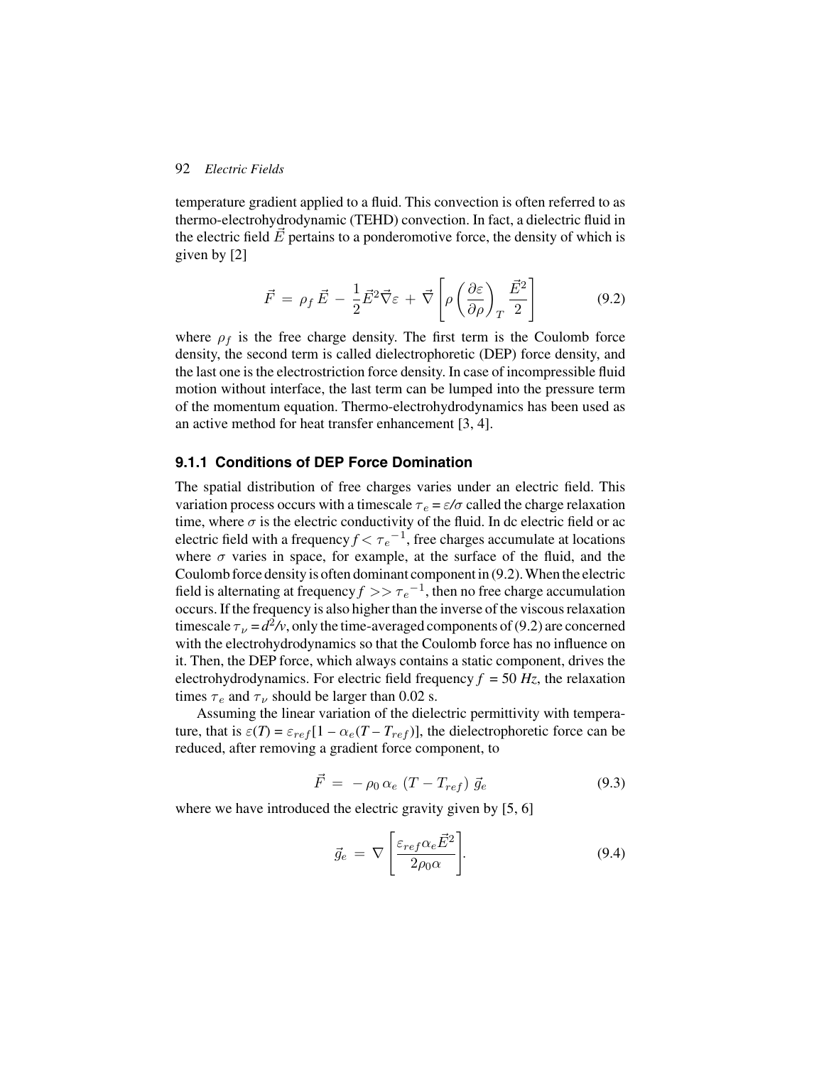temperature gradient applied to a fluid. This convection is often referred to as thermo-electrohydrodynamic (TEHD) convection. In fact, a dielectric fluid in the electric field $\vec{E}$ pertains to a ponderomotive force, the density of which is given by [2]

$$\vec{F} = \rho_f \vec{E} - \frac{1}{2}\vec{E}^2\vec{\nabla}\varepsilon + \vec{\nabla}\left[\rho\left(\frac{\partial\varepsilon}{\partial\rho}\right)_T \frac{\vec{E}^2}{2}\right] \tag{9.2}$$

where $\rho_f$ is the free charge density. The first term is the Coulomb force density, the second term is called dielectrophoretic (DEP) force density, and the last one is the electrostriction force density. In case of incompressible fluid motion without interface, the last term can be lumped into the pressure term of the momentum equation. Thermo-electrohydrodynamics has been used as an active method for heat transfer enhancement [3, 4].

### 9.1.1 Conditions of DEP Force Domination

The spatial distribution of free charges varies under an electric field. This variation process occurs with a timescale $\tau_e = \varepsilon/\sigma$ called the charge relaxation time, where $\sigma$ is the electric conductivity of the fluid. In dc electric field or ac electric field with a frequency $f < \tau_e{}^{-1}$, free charges accumulate at locations where $\sigma$ varies in space, for example, at the surface of the fluid, and the Coulomb force density is often dominant component in (9.2). When the electric field is alternating at frequency $f >> \tau_e{}^{-1}$, then no free charge accumulation occurs. If the frequency is also higher than the inverse of the viscous relaxation timescale $\tau_\nu = d^2/\nu$, only the time-averaged components of (9.2) are concerned with the electrohydrodynamics so that the Coulomb force has no influence on it. Then, the DEP force, which always contains a static component, drives the electrohydrodynamics. For electric field frequency $f = 50\ Hz$, the relaxation times $\tau_e$ and $\tau_\nu$ should be larger than 0.02 s.

Assuming the linear variation of the dielectric permittivity with temperature, that is $\varepsilon(T) = \varepsilon_{ref}[1 - \alpha_e(T - T_{ref})]$, the dielectrophoretic force can be reduced, after removing a gradient force component, to

$$\vec{F} = -\rho_0\,\alpha_e\,(T - T_{ref})\,\vec{g}_e \tag{9.3}$$

where we have introduced the electric gravity given by [5, 6]

$$\vec{g}_e = \nabla\left[\frac{\varepsilon_{ref}\alpha_e\vec{E}^2}{2\rho_0\alpha}\right]. \tag{9.4}$$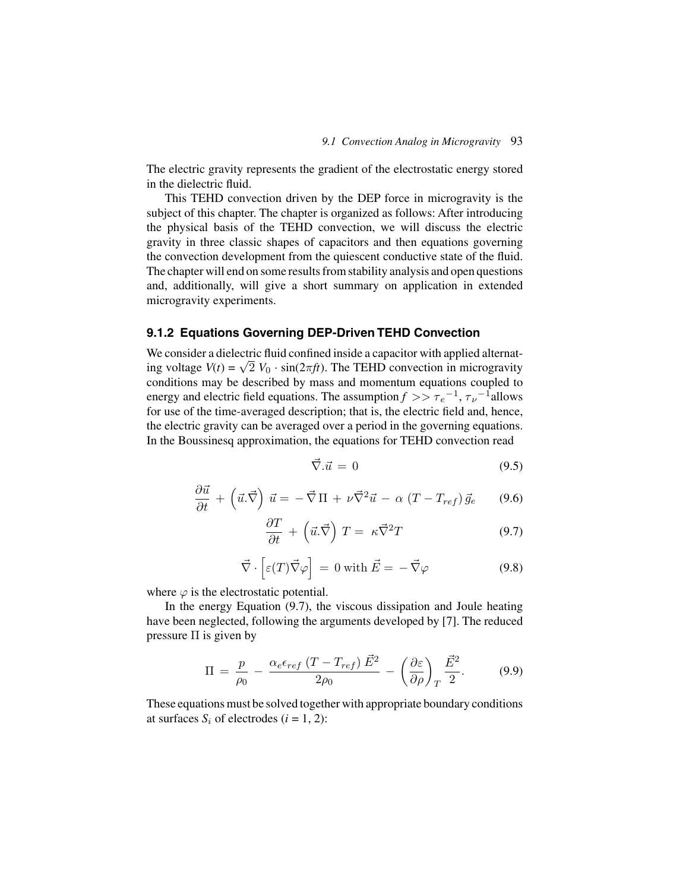The electric gravity represents the gradient of the electrostatic energy stored in the dielectric fluid.

This TEHD convection driven by the DEP force in microgravity is the subject of this chapter. The chapter is organized as follows: After introducing the physical basis of the TEHD convection, we will discuss the electric gravity in three classic shapes of capacitors and then equations governing the convection development from the quiescent conductive state of the fluid. The chapter will end on some results from stability analysis and open questions and, additionally, will give a short summary on application in extended microgravity experiments.

### 9.1.2 Equations Governing DEP-Driven TEHD Convection

We consider a dielectric fluid confined inside a capacitor with applied alternating voltage $V(t) = \sqrt{2}\, V_0 \cdot \sin(2\pi f t)$. The TEHD convection in microgravity conditions may be described by mass and momentum equations coupled to energy and electric field equations. The assumption $f >> {\tau_e}^{-1}, {\tau_\nu}^{-1}$ allows for use of the time-averaged description; that is, the electric field and, hence, the electric gravity can be averaged over a period in the governing equations. In the Boussinesq approximation, the equations for TEHD convection read

$$\vec{\nabla}.\vec{u} = 0 \tag{9.5}$$

$$\frac{\partial \vec{u}}{\partial t} + \left(\vec{u}.\vec{\nabla}\right)\vec{u} = -\vec{\nabla}\,\Pi + \nu\vec{\nabla}^2\vec{u} - \alpha\,(T - T_{ref})\,\vec{g}_e \tag{9.6}$$

$$\frac{\partial T}{\partial t} + \left(\vec{u}.\vec{\nabla}\right)T = \kappa\vec{\nabla}^2 T \tag{9.7}$$

$$\vec{\nabla}\cdot\left[\varepsilon(T)\vec{\nabla}\varphi\right] = 0 \text{ with } \vec{E} = -\vec{\nabla}\varphi \tag{9.8}$$

where $\varphi$ is the electrostatic potential.

In the energy Equation (9.7), the viscous dissipation and Joule heating have been neglected, following the arguments developed by [7]. The reduced pressure $\Pi$ is given by

$$\Pi = \frac{p}{\rho_0} - \frac{\alpha_e \epsilon_{ref}\,(T - T_{ref})\,\vec{E}^2}{2\rho_0} - \left(\frac{\partial\varepsilon}{\partial\rho}\right)_T \frac{\vec{E}^2}{2}. \tag{9.9}$$

These equations must be solved together with appropriate boundary conditions at surfaces $S_i$ of electrodes ($i$ = 1, 2):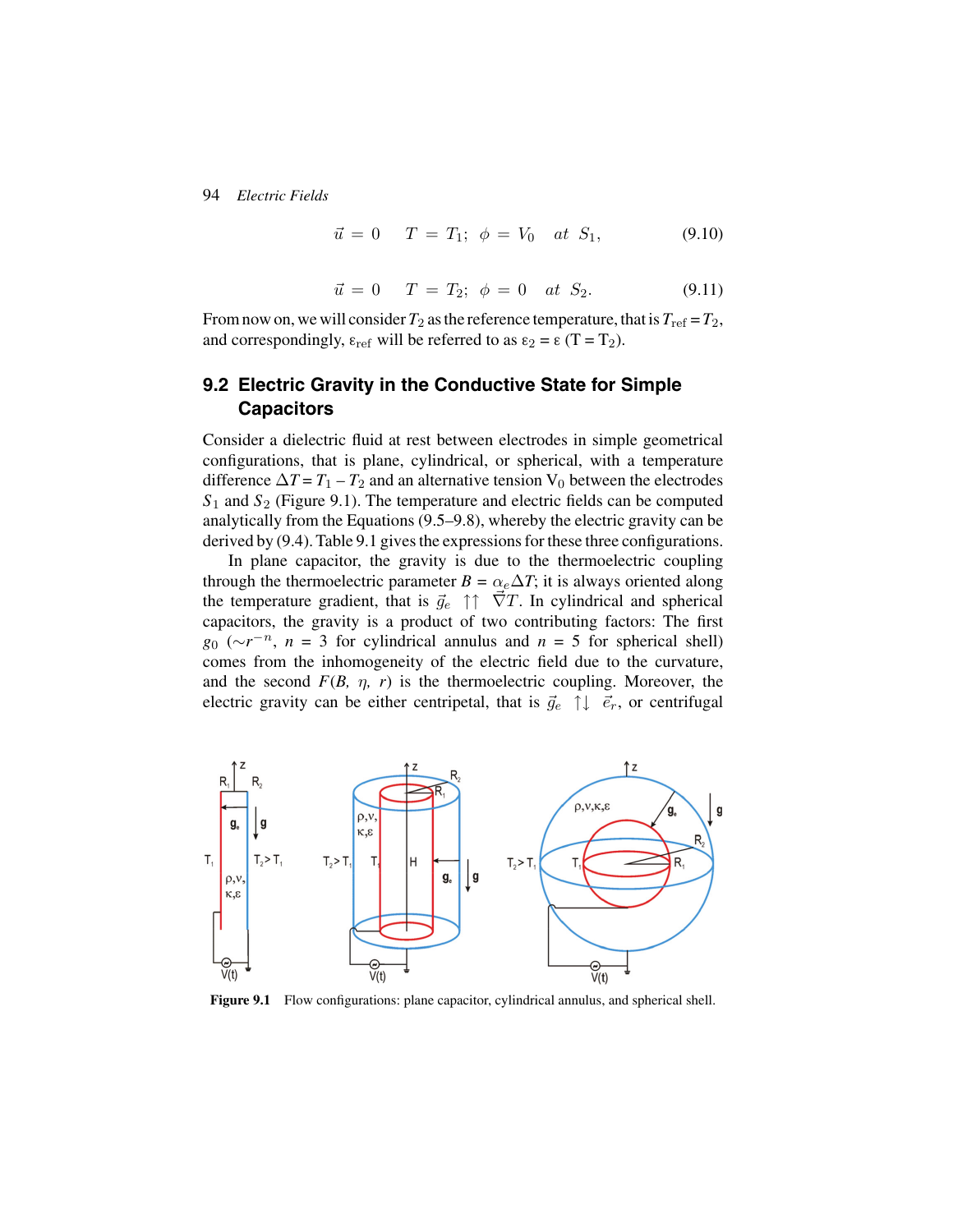$$\vec{u} = 0 \quad T = T_1; \; \phi = V_0 \quad at \; S_1, \tag{9.10}$$

$$\vec{u} = 0 \quad T = T_2; \; \phi = 0 \quad at \; S_2. \tag{9.11}$$

From now on, we will consider $T_2$ as the reference temperature, that is $T_{\text{ref}} = T_2$, and correspondingly, $\varepsilon_{\text{ref}}$ will be referred to as $\varepsilon_2 = \varepsilon\,(T = T_2)$.

## 9.2 Electric Gravity in the Conductive State for Simple Capacitors

Consider a dielectric fluid at rest between electrodes in simple geometrical configurations, that is plane, cylindrical, or spherical, with a temperature difference $\Delta T = T_1 - T_2$ and an alternative tension $V_0$ between the electrodes $S_1$ and $S_2$ (Figure 9.1). The temperature and electric fields can be computed analytically from the Equations (9.5–9.8), whereby the electric gravity can be derived by (9.4). Table 9.1 gives the expressions for these three configurations.

In plane capacitor, the gravity is due to the thermoelectric coupling through the thermoelectric parameter $B = \alpha_e \Delta T$; it is always oriented along the temperature gradient, that is $\vec{g}_e \uparrow\uparrow \vec{\nabla} T$. In cylindrical and spherical capacitors, the gravity is a product of two contributing factors: The first $g_0$ ($\sim r^{-n}$, $n = 3$ for cylindrical annulus and $n = 5$ for spherical shell) comes from the inhomogeneity of the electric field due to the curvature, and the second $F(B, \eta, r)$ is the thermoelectric coupling. Moreover, the electric gravity can be either centripetal, that is $\vec{g}_e \uparrow\downarrow \vec{e}_r$, or centrifugal

**Figure 9.1** Flow configurations: plane capacitor, cylindrical annulus, and spherical shell.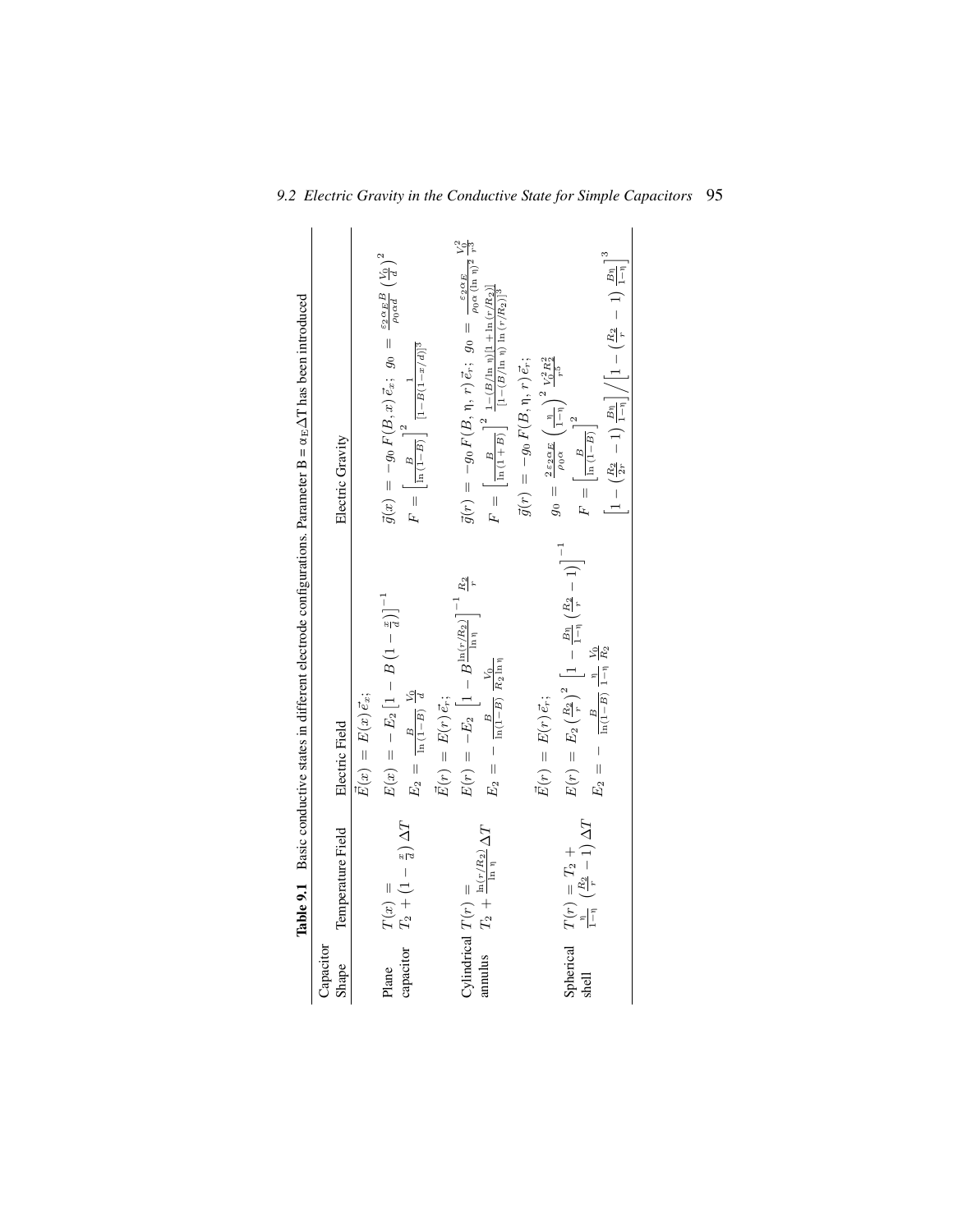**Table 9.1** Basic conductive states in different electrode configurations. Parameter $B = \alpha_E \Delta T$ has been introduced

| Capacitor Shape | Temperature Field | Electric Field | Electric Gravity |
|---|---|---|---|
| Plane capacitor | $T(x) = T_2 + \left(1 - \frac{x}{d}\right)\Delta T$ | $\vec{E}(x) = E(x)\,\vec{e}_x;$ $E(x) = -E_2\left[1 - B\left(1 - \frac{x}{d}\right)\right]^{-1}$ $E_2 = \frac{B}{\ln(1-B)}\frac{V_0}{d}$ | $\vec{g}(x) = -g_0\,F(B, x)\,\vec{e}_x;\;\; g_0 = \frac{\varepsilon_2 \alpha_E B}{\rho_0 \alpha d}\left(\frac{V_0}{d}\right)^2$ $F = \left[\frac{B}{\ln(1-B)}\right]^2 \frac{1}{[1-B(1-x/d)]^3}$ |
| Cylindrical annulus | $T(r) = T_2 + \frac{\ln(r/R_2)}{\ln \eta}\Delta T$ | $\vec{E}(r) = E(r)\,\vec{e}_r;$ $E(r) = -E_2\left[1 - B\frac{\ln(r/R_2)}{\ln \eta}\right]^{-1}\frac{R_2}{r}$ $E_2 = -\frac{B}{\ln(1-B)}\frac{V_0}{R_2 \ln \eta}$ | $\vec{g}(r) = -g_0\,F(B, \eta, r)\,\vec{e}_r;\;\; g_0 = \frac{\varepsilon_2 \alpha_E}{\rho_0 \alpha\,(\ln \eta)^2}\frac{V_0^2}{r^3}$ $F = \left[\frac{B}{\ln(1+B)}\right]^2 \frac{1-(B/\ln \eta)[1+\ln(r/R_2)]}{[1-(B/\ln \eta)\,\ln(r/R_2)]^3}$ |
| Spherical shell | $T(r) = T_2 + \frac{\eta}{1-\eta}\left(\frac{R_2}{r} - 1\right)\Delta T$ | $\vec{E}(r) = E(r)\,\vec{e}_r;$ $E(r) = E_2\left(\frac{R_2}{r}\right)^2\left[1 - \frac{B\eta}{1-\eta}\left(\frac{R_2}{r} - 1\right)\right]^{-1}$ $E_2 = -\frac{B}{\ln(1-B)}\frac{\eta}{1-\eta}\frac{V_0}{R_2}$ | $\vec{g}(r) = -g_0\,F(B, \eta, r)\,\vec{e}_r;$ $g_0 = \frac{2\,\varepsilon_2 \alpha_E}{\rho_0 \alpha}\left(\frac{\eta}{1-\eta}\right)^2 \frac{V_0^2 R_2^2}{r^5}$ $F = \left[\frac{B}{\ln(1-B)}\right]^2$ $\left[1 - \left(\frac{R_2}{2r} - 1\right)\frac{B\eta}{1-\eta}\right] \Big/ \left[1 - \left(\frac{R_2}{r} - 1\right)\frac{B\eta}{1-\eta}\right]^3$ |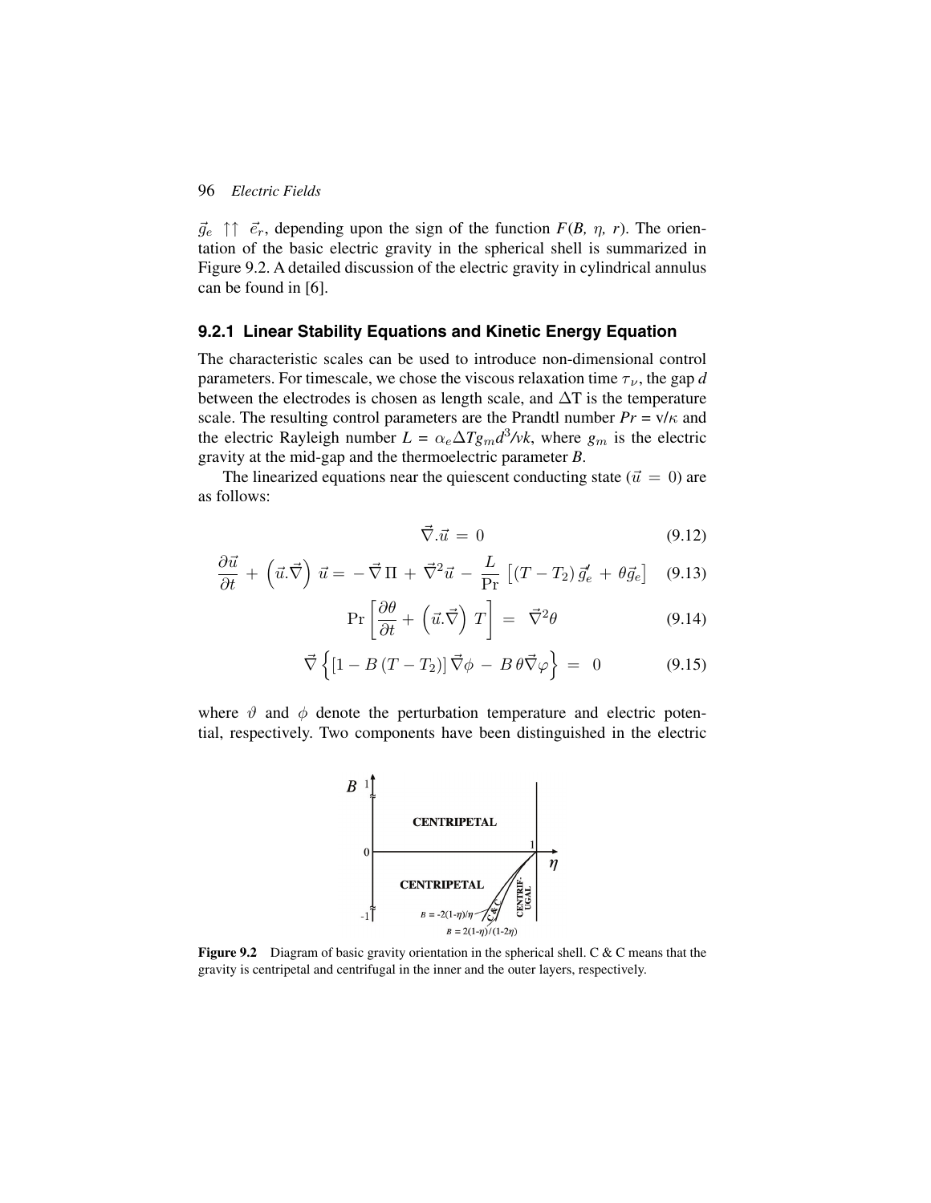$\vec{g}_e \uparrow\uparrow \vec{e}_r$, depending upon the sign of the function $F(B, \eta, r)$. The orientation of the basic electric gravity in the spherical shell is summarized in Figure 9.2. A detailed discussion of the electric gravity in cylindrical annulus can be found in [6].

### 9.2.1 Linear Stability Equations and Kinetic Energy Equation

The characteristic scales can be used to introduce non-dimensional control parameters. For timescale, we chose the viscous relaxation time $\tau_\nu$, the gap $d$ between the electrodes is chosen as length scale, and $\Delta$T is the temperature scale. The resulting control parameters are the Prandtl number $Pr = \text{v}/\kappa$ and the electric Rayleigh number $L = \alpha_e \Delta T g_m d^3/\text{v}k$, where $g_m$ is the electric gravity at the mid-gap and the thermoelectric parameter $B$.

The linearized equations near the quiescent conducting state ($\vec{u} = 0$) are as follows:

$$\vec{\nabla}.\vec{u} = 0 \tag{9.12}$$

$$\frac{\partial \vec{u}}{\partial t} + \left(\vec{u}.\vec{\nabla}\right)\vec{u} = -\vec{\nabla}\,\Pi + \vec{\nabla}^2\vec{u} - \frac{L}{\text{Pr}}\left[(T - T_2)\,\vec{g}_e' + \theta\vec{g}_e\right] \tag{9.13}$$

$$\text{Pr}\left[\frac{\partial \theta}{\partial t} + \left(\vec{u}.\vec{\nabla}\right)T\right] = \vec{\nabla}^2\theta \tag{9.14}$$

$$\vec{\nabla}\left\{\left[1 - B\left(T - T_2\right)\right]\vec{\nabla}\phi - B\,\theta\vec{\nabla}\varphi\right\} = 0 \tag{9.15}$$

where $\vartheta$ and $\phi$ denote the perturbation temperature and electric potential, respectively. Two components have been distinguished in the electric

**Figure 9.2** Diagram of basic gravity orientation in the spherical shell. C & C means that the gravity is centripetal and centrifugal in the inner and the outer layers, respectively.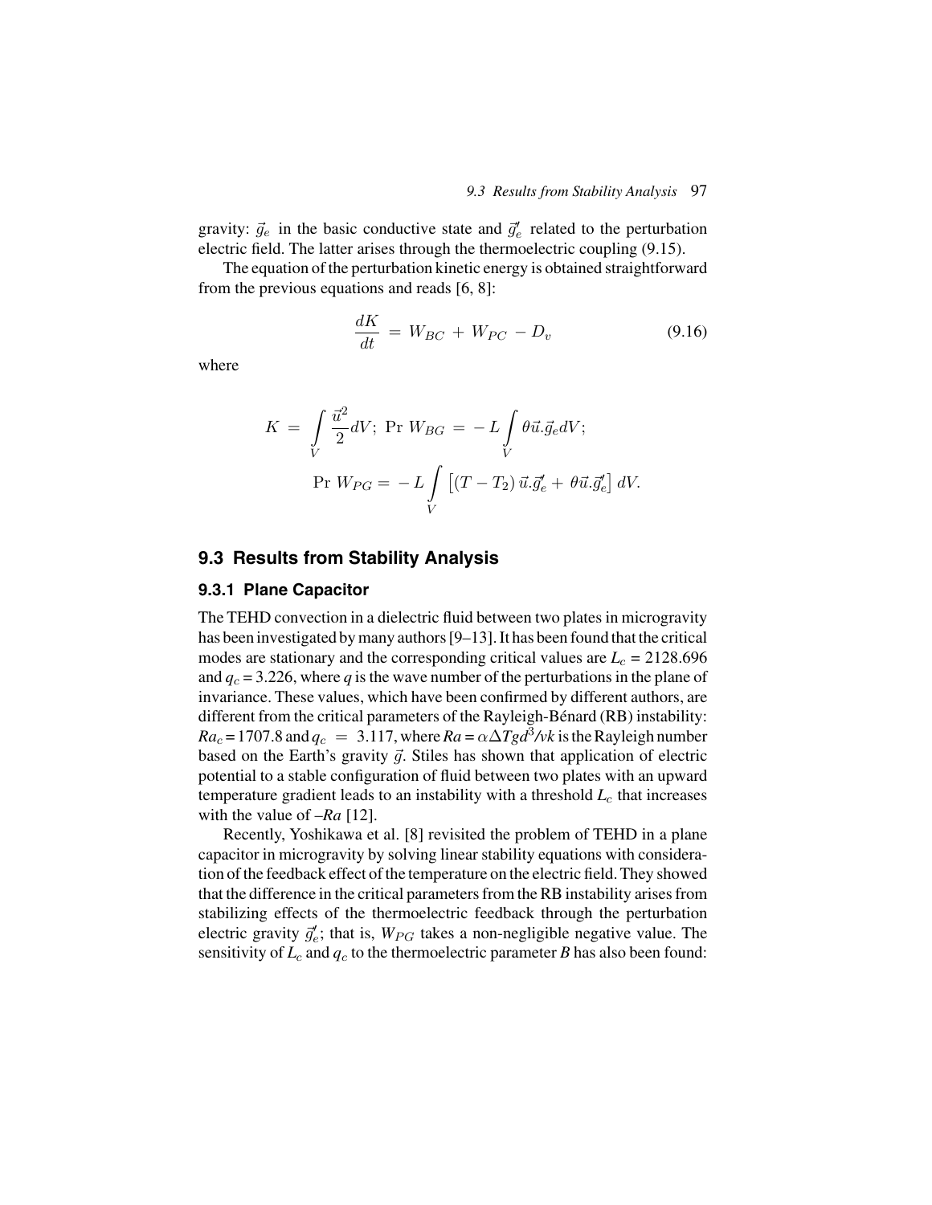gravity: $\vec{g}_e$ in the basic conductive state and $\vec{g}_e'$ related to the perturbation electric field. The latter arises through the thermoelectric coupling (9.15).

The equation of the perturbation kinetic energy is obtained straightforward from the previous equations and reads [6, 8]:

$$\frac{dK}{dt} = W_{BC} + W_{PC} - D_v \tag{9.16}$$

where

$$K = \int_V \frac{\vec{u}^2}{2} dV; \; \Pr W_{BG} = -L \int_V \theta \vec{u}.\vec{g}_e dV;$$

$$\Pr W_{PG} = -L \int_V \left[ (T - T_2)\, \vec{u}.\vec{g}_e' + \theta \vec{u}.\vec{g}_e' \right] dV.$$

## 9.3 Results from Stability Analysis

### 9.3.1 Plane Capacitor

The TEHD convection in a dielectric fluid between two plates in microgravity has been investigated by many authors [9–13]. It has been found that the critical modes are stationary and the corresponding critical values are $L_c = 2128.696$ and $q_c = 3.226$, where $q$ is the wave number of the perturbations in the plane of invariance. These values, which have been confirmed by different authors, are different from the critical parameters of the Rayleigh-Bénard (RB) instability: $Ra_c = 1707.8$ and $q_c = 3.117$, where $Ra = \alpha \Delta T g d^3/\nu k$ is the Rayleigh number based on the Earth's gravity $\vec{g}$. Stiles has shown that application of electric potential to a stable configuration of fluid between two plates with an upward temperature gradient leads to an instability with a threshold $L_c$ that increases with the value of $-Ra$ [12].

Recently, Yoshikawa et al. [8] revisited the problem of TEHD in a plane capacitor in microgravity by solving linear stability equations with consideration of the feedback effect of the temperature on the electric field. They showed that the difference in the critical parameters from the RB instability arises from stabilizing effects of the thermoelectric feedback through the perturbation electric gravity $\vec{g}_e'$; that is, $W_{PG}$ takes a non-negligible negative value. The sensitivity of $L_c$ and $q_c$ to the thermoelectric parameter $B$ has also been found: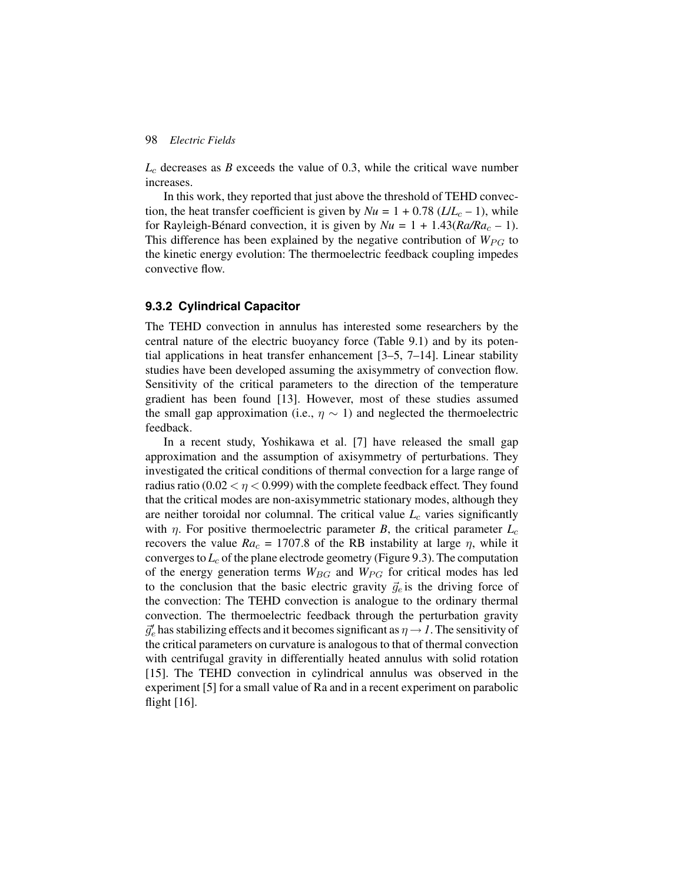$L_c$ decreases as *B* exceeds the value of 0.3, while the critical wave number increases.

In this work, they reported that just above the threshold of TEHD convection, the heat transfer coefficient is given by $Nu = 1 + 0.78\ (L/L_c - 1)$, while for Rayleigh-Bénard convection, it is given by $Nu = 1 + 1.43(Ra/Ra_c - 1)$. This difference has been explained by the negative contribution of $W_{PG}$ to the kinetic energy evolution: The thermoelectric feedback coupling impedes convective flow.

### 9.3.2 Cylindrical Capacitor

The TEHD convection in annulus has interested some researchers by the central nature of the electric buoyancy force (Table 9.1) and by its potential applications in heat transfer enhancement [3–5, 7–14]. Linear stability studies have been developed assuming the axisymmetry of convection flow. Sensitivity of the critical parameters to the direction of the temperature gradient has been found [13]. However, most of these studies assumed the small gap approximation (i.e., $\eta \sim 1$) and neglected the thermoelectric feedback.

In a recent study, Yoshikawa et al. [7] have released the small gap approximation and the assumption of axisymmetry of perturbations. They investigated the critical conditions of thermal convection for a large range of radius ratio ($0.02 < \eta < 0.999$) with the complete feedback effect. They found that the critical modes are non-axisymmetric stationary modes, although they are neither toroidal nor columnal. The critical value $L_c$ varies significantly with $\eta$. For positive thermoelectric parameter *B*, the critical parameter $L_c$ recovers the value $Ra_c = 1707.8$ of the RB instability at large $\eta$, while it converges to $L_c$ of the plane electrode geometry (Figure 9.3). The computation of the energy generation terms $W_{BG}$ and $W_{PG}$ for critical modes has led to the conclusion that the basic electric gravity $\vec{g}_e$ is the driving force of the convection: The TEHD convection is analogue to the ordinary thermal convection. The thermoelectric feedback through the perturbation gravity $\vec{g}_e'$ has stabilizing effects and it becomes significant as $\eta \rightarrow 1$. The sensitivity of the critical parameters on curvature is analogous to that of thermal convection with centrifugal gravity in differentially heated annulus with solid rotation [15]. The TEHD convection in cylindrical annulus was observed in the experiment [5] for a small value of Ra and in a recent experiment on parabolic flight [16].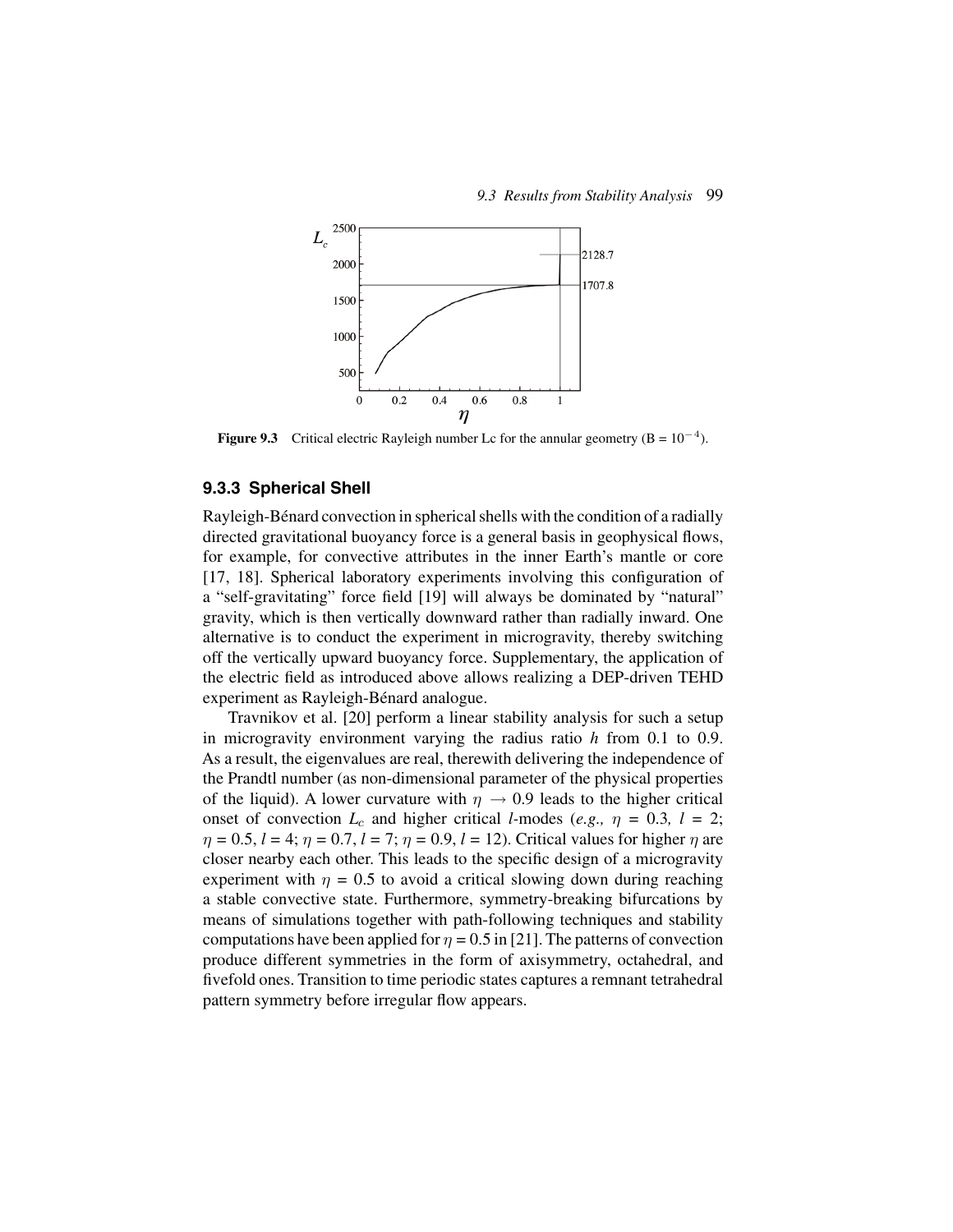Figure 9.3 Critical electric Rayleigh number Lc for the annular geometry ($B = 10^{-4}$).

### 9.3.3 Spherical Shell

Rayleigh-Bénard convection in spherical shells with the condition of a radially directed gravitational buoyancy force is a general basis in geophysical flows, for example, for convective attributes in the inner Earth's mantle or core [17, 18]. Spherical laboratory experiments involving this configuration of a "self-gravitating" force field [19] will always be dominated by "natural" gravity, which is then vertically downward rather than radially inward. One alternative is to conduct the experiment in microgravity, thereby switching off the vertically upward buoyancy force. Supplementary, the application of the electric field as introduced above allows realizing a DEP-driven TEHD experiment as Rayleigh-Bénard analogue.

Travnikov et al. [20] perform a linear stability analysis for such a setup in microgravity environment varying the radius ratio $h$ from 0.1 to 0.9. As a result, the eigenvalues are real, therewith delivering the independence of the Prandtl number (as non-dimensional parameter of the physical properties of the liquid). A lower curvature with $\eta \rightarrow 0.9$ leads to the higher critical onset of convection $L_c$ and higher critical $l$-modes (*e.g.,* $\eta = 0.3$, $l = 2$; $\eta = 0.5$, $l = 4$; $\eta = 0.7$, $l = 7$; $\eta = 0.9$, $l = 12$). Critical values for higher $\eta$ are closer nearby each other. This leads to the specific design of a microgravity experiment with $\eta = 0.5$ to avoid a critical slowing down during reaching a stable convective state. Furthermore, symmetry-breaking bifurcations by means of simulations together with path-following techniques and stability computations have been applied for $\eta = 0.5$ in [21]. The patterns of convection produce different symmetries in the form of axisymmetry, octahedral, and fivefold ones. Transition to time periodic states captures a remnant tetrahedral pattern symmetry before irregular flow appears.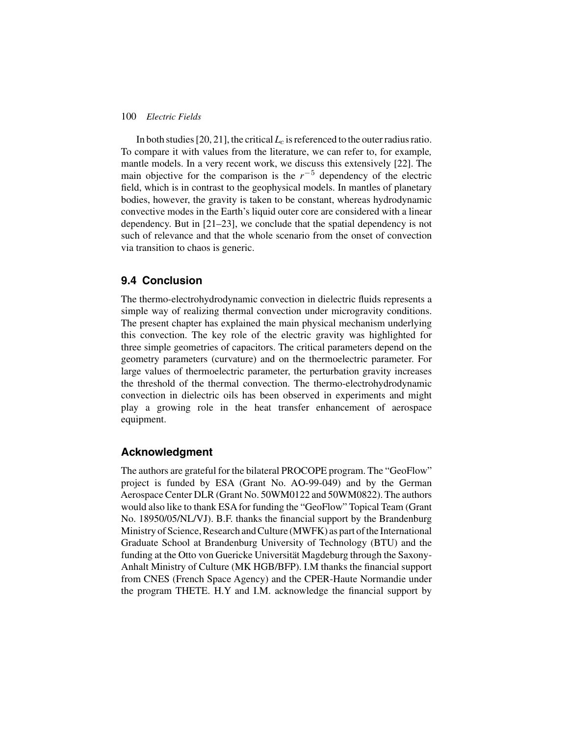In both studies [20, 21], the critical $L_c$ is referenced to the outer radius ratio. To compare it with values from the literature, we can refer to, for example, mantle models. In a very recent work, we discuss this extensively [22]. The main objective for the comparison is the $r^{-5}$ dependency of the electric field, which is in contrast to the geophysical models. In mantles of planetary bodies, however, the gravity is taken to be constant, whereas hydrodynamic convective modes in the Earth's liquid outer core are considered with a linear dependency. But in [21–23], we conclude that the spatial dependency is not such of relevance and that the whole scenario from the onset of convection via transition to chaos is generic.

## 9.4 Conclusion

The thermo-electrohydrodynamic convection in dielectric fluids represents a simple way of realizing thermal convection under microgravity conditions. The present chapter has explained the main physical mechanism underlying this convection. The key role of the electric gravity was highlighted for three simple geometries of capacitors. The critical parameters depend on the geometry parameters (curvature) and on the thermoelectric parameter. For large values of thermoelectric parameter, the perturbation gravity increases the threshold of the thermal convection. The thermo-electrohydrodynamic convection in dielectric oils has been observed in experiments and might play a growing role in the heat transfer enhancement of aerospace equipment.

## Acknowledgment

The authors are grateful for the bilateral PROCOPE program. The "GeoFlow" project is funded by ESA (Grant No. AO-99-049) and by the German Aerospace Center DLR (Grant No. 50WM0122 and 50WM0822). The authors would also like to thank ESA for funding the "GeoFlow" Topical Team (Grant No. 18950/05/NL/VJ). B.F. thanks the financial support by the Brandenburg Ministry of Science, Research and Culture (MWFK) as part of the International Graduate School at Brandenburg University of Technology (BTU) and the funding at the Otto von Guericke Universität Magdeburg through the Saxony-Anhalt Ministry of Culture (MK HGB/BFP). I.M thanks the financial support from CNES (French Space Agency) and the CPER-Haute Normandie under the program THETE. H.Y and I.M. acknowledge the financial support by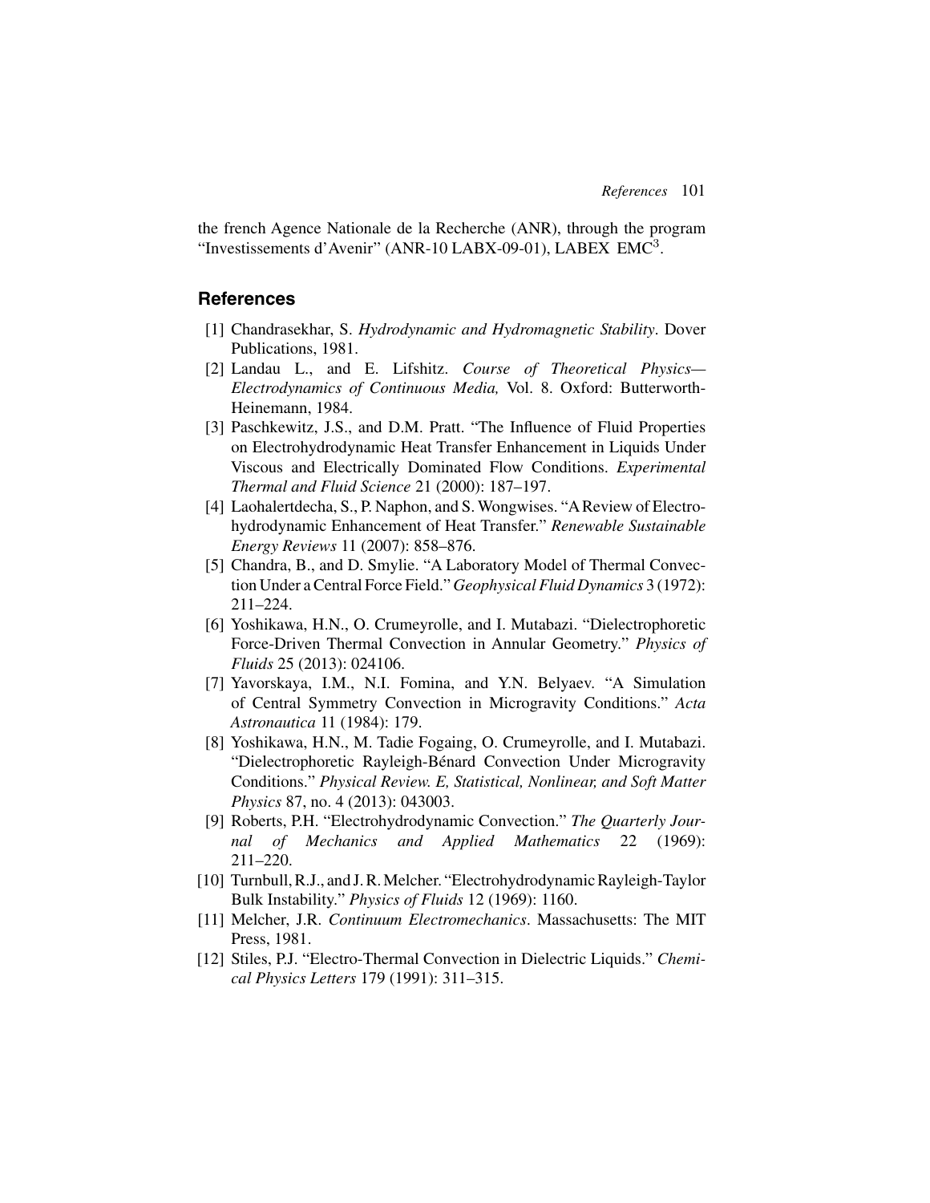the french Agence Nationale de la Recherche (ANR), through the program "Investissements d'Avenir" (ANR-10 LABX-09-01), LABEX EMC[3].

## References

[1] Chandrasekhar, S. *Hydrodynamic and Hydromagnetic Stability*. Dover Publications, 1981.

[2] Landau L., and E. Lifshitz. *Course of Theoretical Physics—Electrodynamics of Continuous Media,* Vol. 8. Oxford: Butterworth-Heinemann, 1984.

[3] Paschkewitz, J.S., and D.M. Pratt. "The Influence of Fluid Properties on Electrohydrodynamic Heat Transfer Enhancement in Liquids Under Viscous and Electrically Dominated Flow Conditions. *Experimental Thermal and Fluid Science* 21 (2000): 187–197.

[4] Laohalertdecha, S., P. Naphon, and S. Wongwises. "A Review of Electrohydrodynamic Enhancement of Heat Transfer." *Renewable Sustainable Energy Reviews* 11 (2007): 858–876.

[5] Chandra, B., and D. Smylie. "A Laboratory Model of Thermal Convection Under a Central Force Field." *Geophysical Fluid Dynamics* 3 (1972): 211–224.

[6] Yoshikawa, H.N., O. Crumeyrolle, and I. Mutabazi. "Dielectrophoretic Force-Driven Thermal Convection in Annular Geometry." *Physics of Fluids* 25 (2013): 024106.

[7] Yavorskaya, I.M., N.I. Fomina, and Y.N. Belyaev. "A Simulation of Central Symmetry Convection in Microgravity Conditions." *Acta Astronautica* 11 (1984): 179.

[8] Yoshikawa, H.N., M. Tadie Fogaing, O. Crumeyrolle, and I. Mutabazi. "Dielectrophoretic Rayleigh-Bénard Convection Under Microgravity Conditions." *Physical Review. E, Statistical, Nonlinear, and Soft Matter Physics* 87, no. 4 (2013): 043003.

[9] Roberts, P.H. "Electrohydrodynamic Convection." *The Quarterly Journal of Mechanics and Applied Mathematics* 22 (1969): 211–220.

[10] Turnbull, R.J., and J. R. Melcher. "Electrohydrodynamic Rayleigh-Taylor Bulk Instability." *Physics of Fluids* 12 (1969): 1160.

[11] Melcher, J.R. *Continuum Electromechanics*. Massachusetts: The MIT Press, 1981.

[12] Stiles, P.J. "Electro-Thermal Convection in Dielectric Liquids." *Chemical Physics Letters* 179 (1991): 311–315.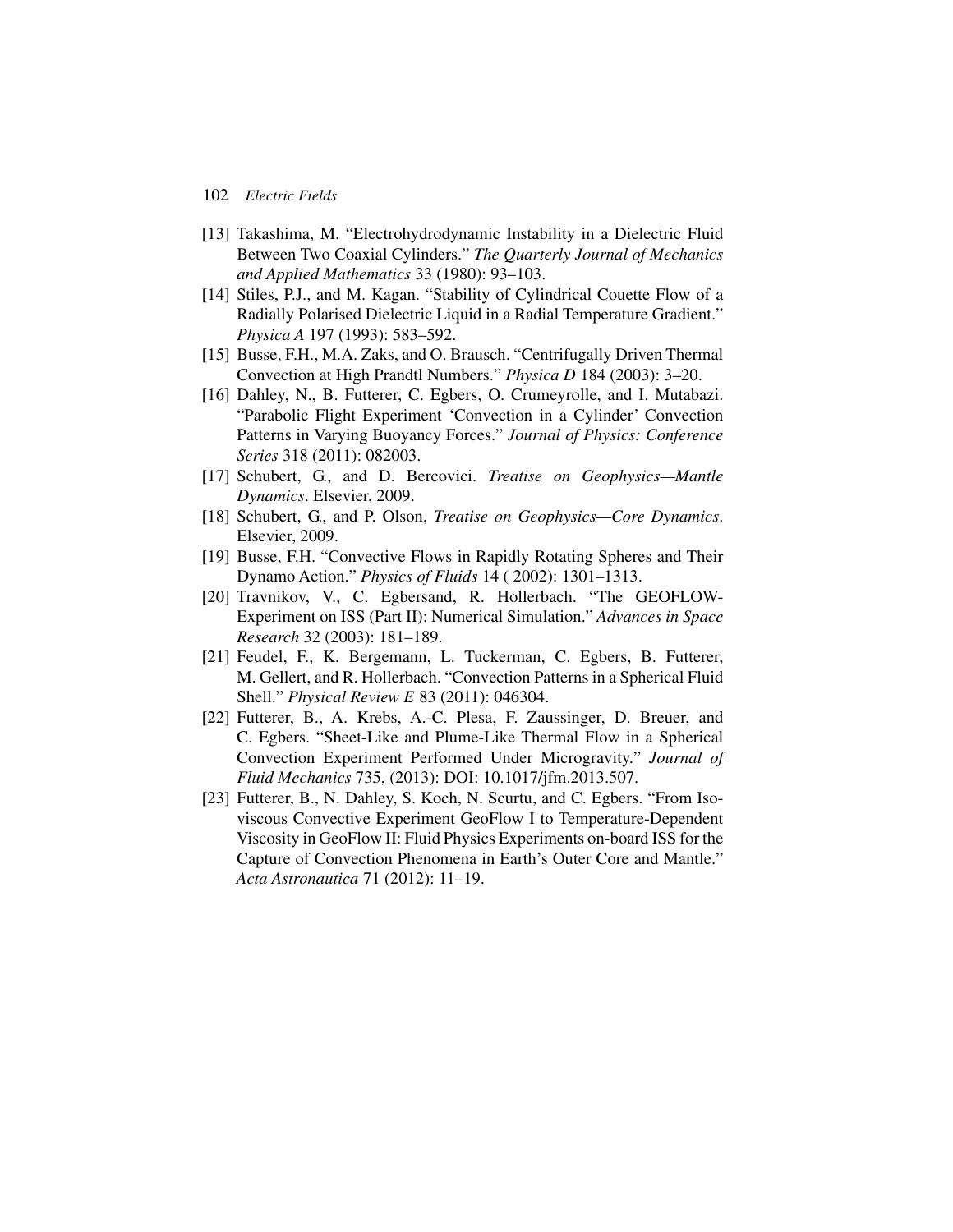[13] Takashima, M. "Electrohydrodynamic Instability in a Dielectric Fluid Between Two Coaxial Cylinders." *The Quarterly Journal of Mechanics and Applied Mathematics* 33 (1980): 93–103.

[14] Stiles, P.J., and M. Kagan. "Stability of Cylindrical Couette Flow of a Radially Polarised Dielectric Liquid in a Radial Temperature Gradient." *Physica A* 197 (1993): 583–592.

[15] Busse, F.H., M.A. Zaks, and O. Brausch. "Centrifugally Driven Thermal Convection at High Prandtl Numbers." *Physica D* 184 (2003): 3–20.

[16] Dahley, N., B. Futterer, C. Egbers, O. Crumeyrolle, and I. Mutabazi. "Parabolic Flight Experiment 'Convection in a Cylinder' Convection Patterns in Varying Buoyancy Forces." *Journal of Physics: Conference Series* 318 (2011): 082003.

[17] Schubert, G., and D. Bercovici. *Treatise on Geophysics—Mantle Dynamics*. Elsevier, 2009.

[18] Schubert, G., and P. Olson, *Treatise on Geophysics—Core Dynamics*. Elsevier, 2009.

[19] Busse, F.H. "Convective Flows in Rapidly Rotating Spheres and Their Dynamo Action." *Physics of Fluids* 14 ( 2002): 1301–1313.

[20] Travnikov, V., C. Egbersand, R. Hollerbach. "The GEOFLOW-Experiment on ISS (Part II): Numerical Simulation." *Advances in Space Research* 32 (2003): 181–189.

[21] Feudel, F., K. Bergemann, L. Tuckerman, C. Egbers, B. Futterer, M. Gellert, and R. Hollerbach. "Convection Patterns in a Spherical Fluid Shell." *Physical Review E* 83 (2011): 046304.

[22] Futterer, B., A. Krebs, A.-C. Plesa, F. Zaussinger, D. Breuer, and C. Egbers. "Sheet-Like and Plume-Like Thermal Flow in a Spherical Convection Experiment Performed Under Microgravity." *Journal of Fluid Mechanics* 735, (2013): DOI: 10.1017/jfm.2013.507.

[23] Futterer, B., N. Dahley, S. Koch, N. Scurtu, and C. Egbers. "From Isoviscous Convective Experiment GeoFlow I to Temperature-Dependent Viscosity in GeoFlow II: Fluid Physics Experiments on-board ISS for the Capture of Convection Phenomena in Earth's Outer Core and Mantle." *Acta Astronautica* 71 (2012): 11–19.